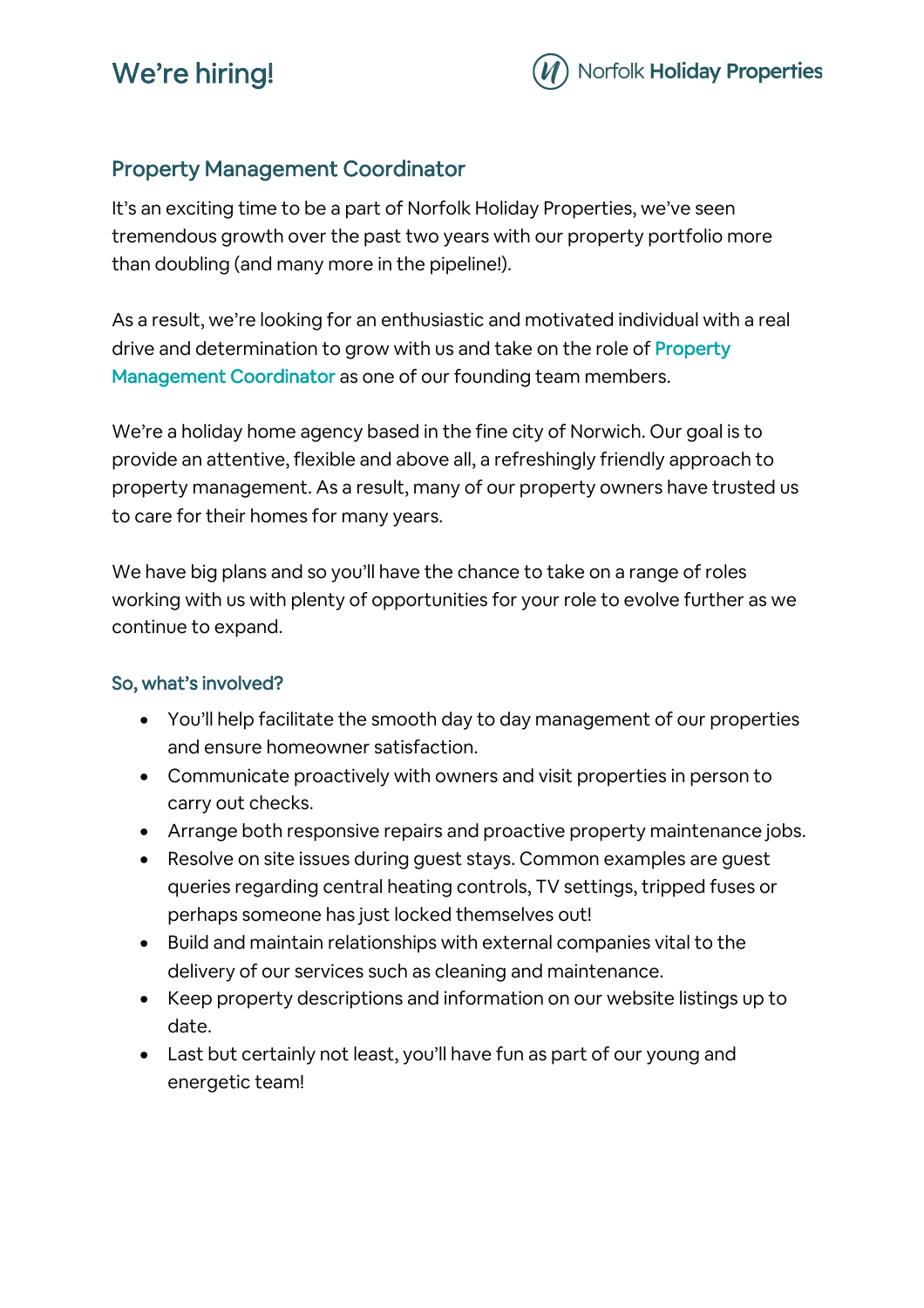# We're hiring!

Norfolk **Holiday Properties**

## Property Management Coordinator

It's an exciting time to be a part of Norfolk Holiday Properties, we've seen tremendous growth over the past two years with our property portfolio more than doubling (and many more in the pipeline!).

As a result, we're looking for an enthusiastic and motivated individual with a real drive and determination to grow with us and take on the role of Property Management Coordinator as one of our founding team members.

We're a holiday home agency based in the fine city of Norwich. Our goal is to provide an attentive, flexible and above all, a refreshingly friendly approach to property management. As a result, many of our property owners have trusted us to care for their homes for many years.

We have big plans and so you'll have the chance to take on a range of roles working with us with plenty of opportunities for your role to evolve further as we continue to expand.

### So, what's involved?

- You'll help facilitate the smooth day to day management of our properties and ensure homeowner satisfaction.
- Communicate proactively with owners and visit properties in person to carry out checks.
- Arrange both responsive repairs and proactive property maintenance jobs.
- Resolve on site issues during guest stays. Common examples are guest queries regarding central heating controls, TV settings, tripped fuses or perhaps someone has just locked themselves out!
- Build and maintain relationships with external companies vital to the delivery of our services such as cleaning and maintenance.
- Keep property descriptions and information on our website listings up to date.
- Last but certainly not least, you'll have fun as part of our young and energetic team!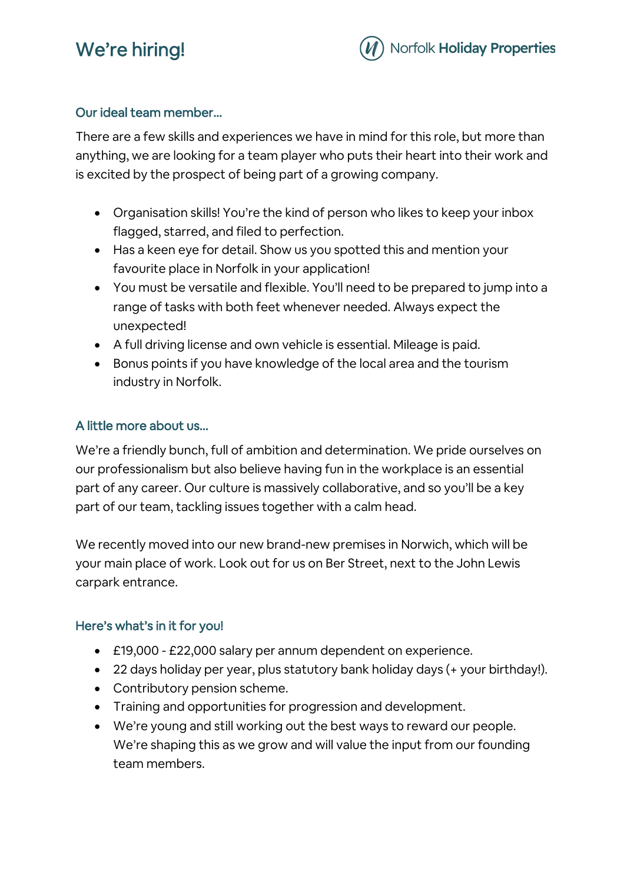# We're hiring!

Norfolk **Holiday Properties**

### Our ideal team member...

There are a few skills and experiences we have in mind for this role, but more than anything, we are looking for a team player who puts their heart into their work and is excited by the prospect of being part of a growing company.

- Organisation skills! You're the kind of person who likes to keep your inbox flagged, starred, and filed to perfection.
- Has a keen eye for detail. Show us you spotted this and mention your favourite place in Norfolk in your application!
- You must be versatile and flexible. You'll need to be prepared to jump into a range of tasks with both feet whenever needed. Always expect the unexpected!
- A full driving license and own vehicle is essential. Mileage is paid.
- Bonus points if you have knowledge of the local area and the tourism industry in Norfolk.

### A little more about us...

We're a friendly bunch, full of ambition and determination. We pride ourselves on our professionalism but also believe having fun in the workplace is an essential part of any career. Our culture is massively collaborative, and so you'll be a key part of our team, tackling issues together with a calm head.

We recently moved into our new brand-new premises in Norwich, which will be your main place of work. Look out for us on Ber Street, next to the John Lewis carpark entrance.

### Here's what's in it for you!

- £19,000 - £22,000 salary per annum dependent on experience.
- 22 days holiday per year, plus statutory bank holiday days (+ your birthday!).
- Contributory pension scheme.
- Training and opportunities for progression and development.
- We're young and still working out the best ways to reward our people. We're shaping this as we grow and will value the input from our founding team members.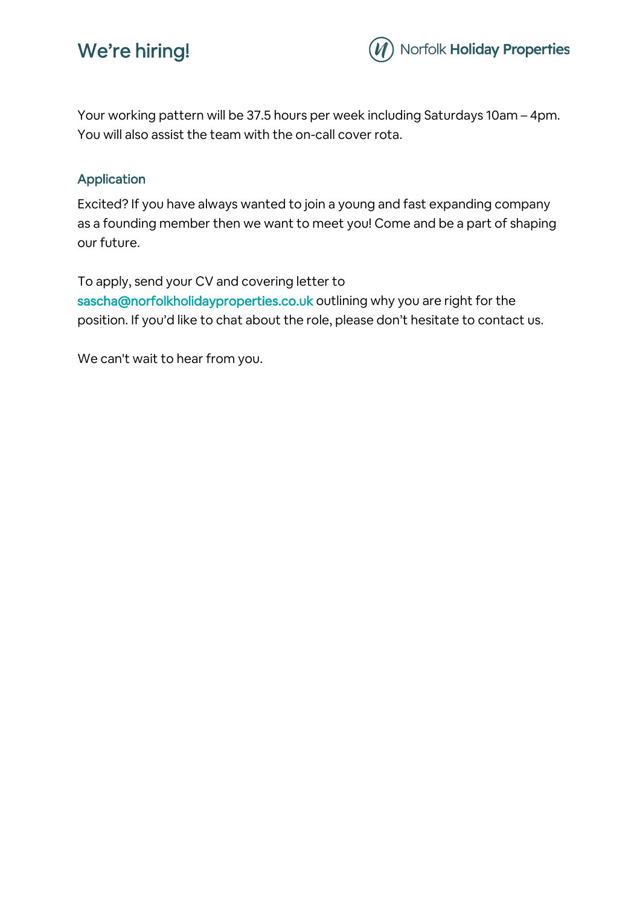Your working pattern will be 37.5 hours per week including Saturdays 10am – 4pm. You will also assist the team with the on-call cover rota.

## Application

Excited? If you have always wanted to join a young and fast expanding company as a founding member then we want to meet you! Come and be a part of shaping our future.

To apply, send your CV and covering letter to sascha@norfolkholidayproperties.co.uk outlining why you are right for the position. If you'd like to chat about the role, please don't hesitate to contact us.

We can't wait to hear from you.